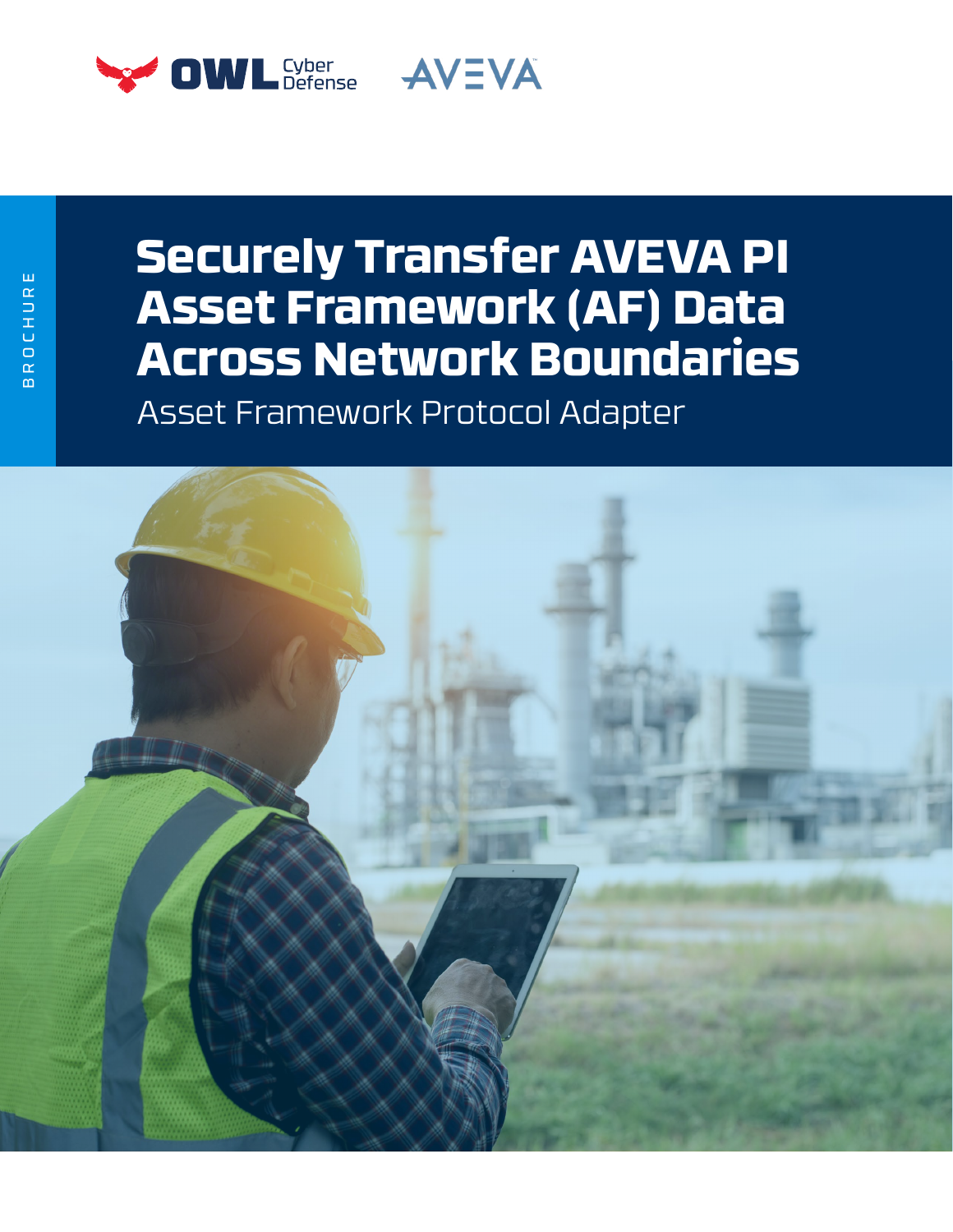BROCHURE

# Securely Transfer AVEVA PI Asset Framework (AF) Data Across Network Boundaries

## Asset Framework Protocol Adapter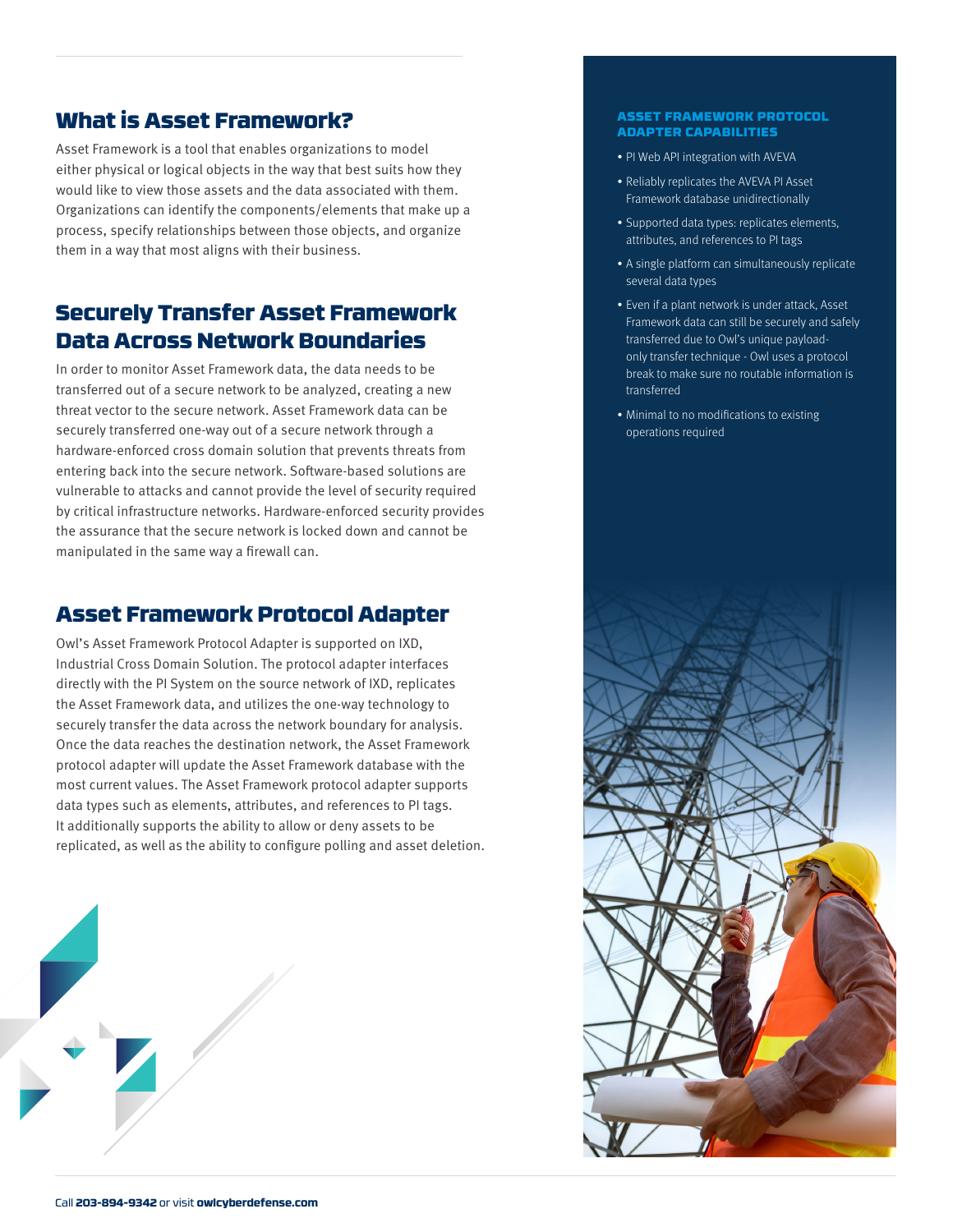## What is Asset Framework?

Asset Framework is a tool that enables organizations to model either physical or logical objects in the way that best suits how they would like to view those assets and the data associated with them. Organizations can identify the components/elements that make up a process, specify relationships between those objects, and organize them in a way that most aligns with their business.

## Securely Transfer Asset Framework Data Across Network Boundaries

In order to monitor Asset Framework data, the data needs to be transferred out of a secure network to be analyzed, creating a new threat vector to the secure network. Asset Framework data can be securely transferred one-way out of a secure network through a hardware-enforced cross domain solution that prevents threats from entering back into the secure network. Software-based solutions are vulnerable to attacks and cannot provide the level of security required by critical infrastructure networks. Hardware-enforced security provides the assurance that the secure network is locked down and cannot be manipulated in the same way a firewall can.

## Asset Framework Protocol Adapter

Owl's Asset Framework Protocol Adapter is supported on IXD, Industrial Cross Domain Solution. The protocol adapter interfaces directly with the PI System on the source network of IXD, replicates the Asset Framework data, and utilizes the one-way technology to securely transfer the data across the network boundary for analysis. Once the data reaches the destination network, the Asset Framework protocol adapter will update the Asset Framework database with the most current values. The Asset Framework protocol adapter supports data types such as elements, attributes, and references to PI tags. It additionally supports the ability to allow or deny assets to be replicated, as well as the ability to configure polling and asset deletion.

### ASSET FRAMEWORK PROTOCOL ADAPTER CAPABILITIES

- PI Web API integration with AVEVA
- Reliably replicates the AVEVA PI Asset Framework database unidirectionally
- Supported data types: replicates elements, attributes, and references to PI tags
- A single platform can simultaneously replicate several data types
- Even if a plant network is under attack, Asset Framework data can still be securely and safely transferred due to Owl's unique payload-only transfer technique - Owl uses a protocol break to make sure no routable information is transferred
- Minimal to no modifications to existing operations required

Call **203-894-9342** or visit **owlcyberdefense.com**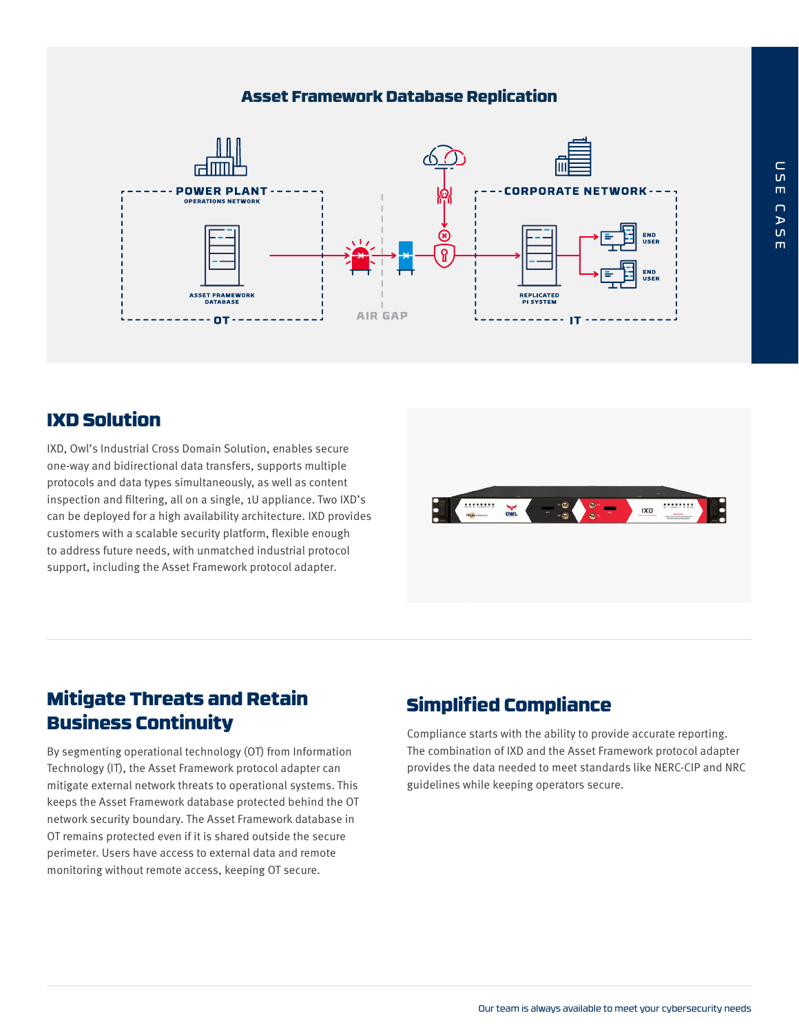## Asset Framework Database Replication

POWER PLANT
OPERATIONS NETWORK

ASSET FRAMEWORK DATABASE

OT

AIR GAP

CORPORATE NETWORK

REPLICATED PI SYSTEM

END USER

END USER

IT

## IXD Solution

IXD, Owl's Industrial Cross Domain Solution, enables secure one-way and bidirectional data transfers, supports multiple protocols and data types simultaneously, as well as content inspection and filtering, all on a single, 1U appliance. Two IXD's can be deployed for a high availability architecture. IXD provides customers with a scalable security platform, flexible enough to address future needs, with unmatched industrial protocol support, including the Asset Framework protocol adapter.

## Mitigate Threats and Retain Business Continuity

By segmenting operational technology (OT) from Information Technology (IT), the Asset Framework protocol adapter can mitigate external network threats to operational systems. This keeps the Asset Framework database protected behind the OT network security boundary. The Asset Framework database in OT remains protected even if it is shared outside the secure perimeter. Users have access to external data and remote monitoring without remote access, keeping OT secure.

## Simplified Compliance

Compliance starts with the ability to provide accurate reporting. The combination of IXD and the Asset Framework protocol adapter provides the data needed to meet standards like NERC-CIP and NRC guidelines while keeping operators secure.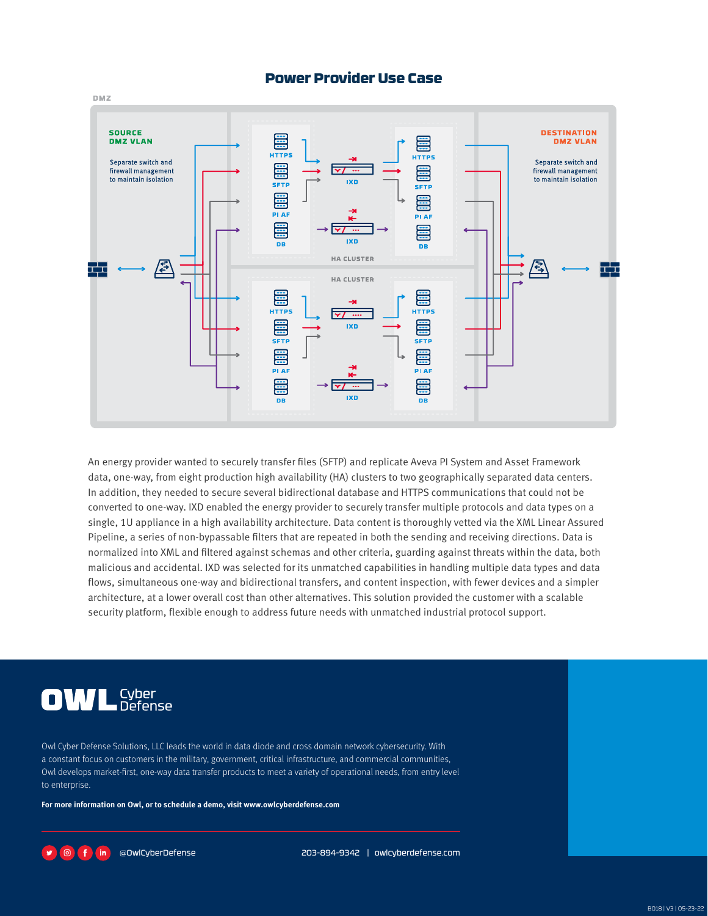## Power Provider Use Case

DMZ

SOURCE DMZ VLAN

Separate switch and firewall management to maintain isolation

HTTPS
SFTP
PI AF
DB
IXD
IXD
HA CLUSTER
HA CLUSTER
HTTPS
SFTP
PI AF
DB
IXD
IXD
HTTPS
SFTP
PI AF
DB
HTTPS
SFTP
PI AF
DB

DESTINATION DMZ VLAN

Separate switch and firewall management to maintain isolation

An energy provider wanted to securely transfer files (SFTP) and replicate Aveva PI System and Asset Framework data, one-way, from eight production high availability (HA) clusters to two geographically separated data centers. In addition, they needed to secure several bidirectional database and HTTPS communications that could not be converted to one-way. IXD enabled the energy provider to securely transfer multiple protocols and data types on a single, 1U appliance in a high availability architecture. Data content is thoroughly vetted via the XML Linear Assured Pipeline, a series of non-bypassable filters that are repeated in both the sending and receiving directions. Data is normalized into XML and filtered against schemas and other criteria, guarding against threats within the data, both malicious and accidental. IXD was selected for its unmatched capabilities in handling multiple data types and data flows, simultaneous one-way and bidirectional transfers, and content inspection, with fewer devices and a simpler architecture, at a lower overall cost than other alternatives. This solution provided the customer with a scalable security platform, flexible enough to address future needs with unmatched industrial protocol support.

**OWL** Cyber Defense

Owl Cyber Defense Solutions, LLC leads the world in data diode and cross domain network cybersecurity. With a constant focus on customers in the military, government, critical infrastructure, and commercial communities, Owl develops market-first, one-way data transfer products to meet a variety of operational needs, from entry level to enterprise.

**For more information on Owl, or to schedule a demo, visit www.owlcyberdefense.com**

@OwlCyberDefense

203-894-9342 | owlcyberdefense.com

B018 | V3 | 05-23-22